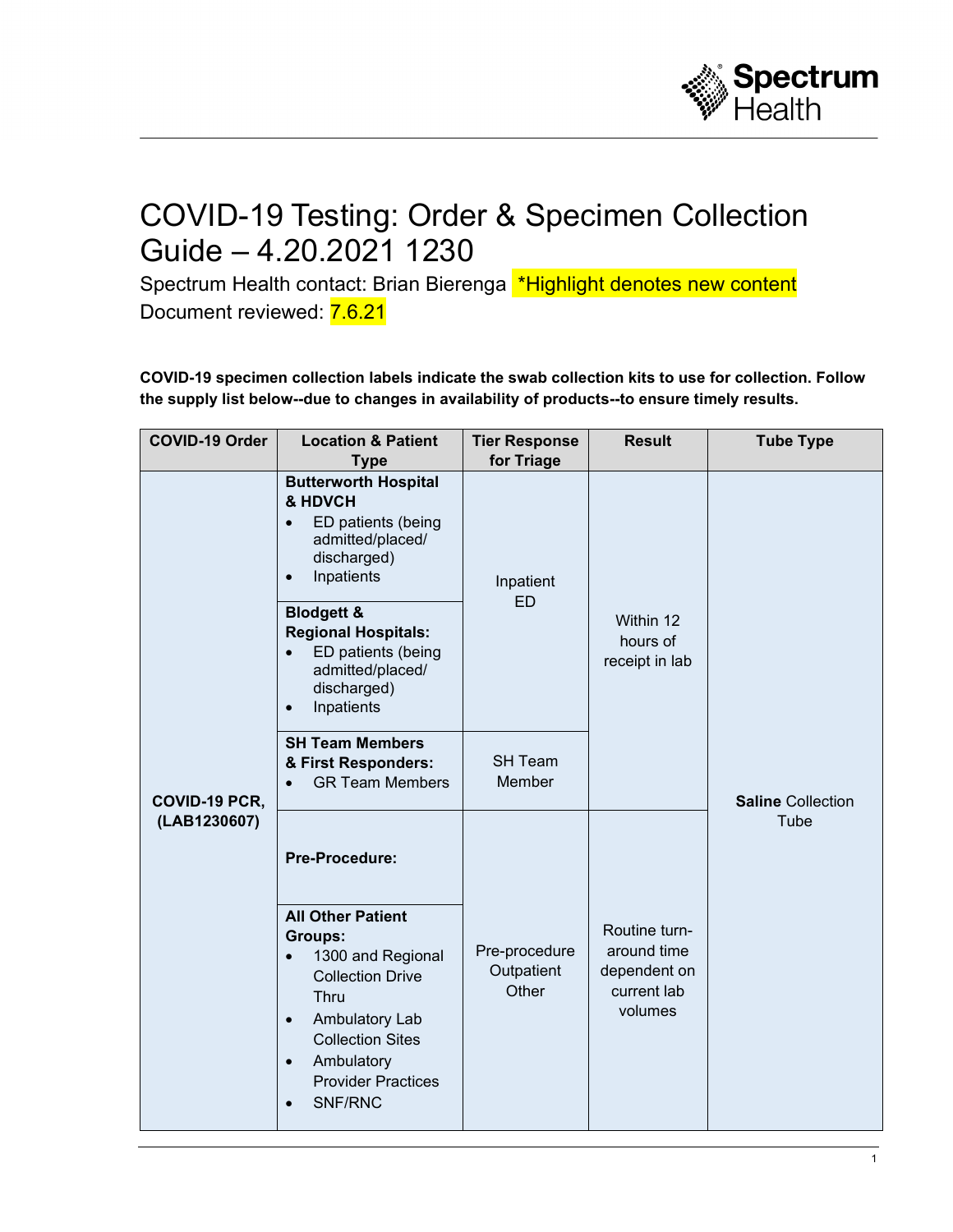# COVID-19 Testing: Order & Specimen Collection Guide – 4.20.2021 1230

Spectrum Health contact: Brian Bierenga *Highlight denotes new content

Document reviewed: 7.6.21

**COVID-19 specimen collection labels indicate the swab collection kits to use for collection. Follow the supply list below--due to changes in availability of products--to ensure timely results.**

| COVID-19 Order | Location & Patient Type | Tier Response for Triage | Result | Tube Type |
|---|---|---|---|---|
| **COVID-19 PCR, (LAB1230607)** | **Butterworth Hospital & HDVCH**<br>• ED patients (being admitted/placed/ discharged)<br>• Inpatients | Inpatient ED | Within 12 hours of receipt in lab | **Saline** Collection Tube |
| | **Blodgett & Regional Hospitals:**<br>• ED patients (being admitted/placed/ discharged)<br>• Inpatients | | | |
| | **SH Team Members & First Responders:**<br>• GR Team Members | SH Team Member | | |
| | **Pre-Procedure:** | Pre-procedure Outpatient Other | Routine turn-around time dependent on current lab volumes | |
| | **All Other Patient Groups:**<br>• 1300 and Regional Collection Drive Thru<br>• Ambulatory Lab Collection Sites<br>• Ambulatory Provider Practices<br>• SNF/RNC | | | |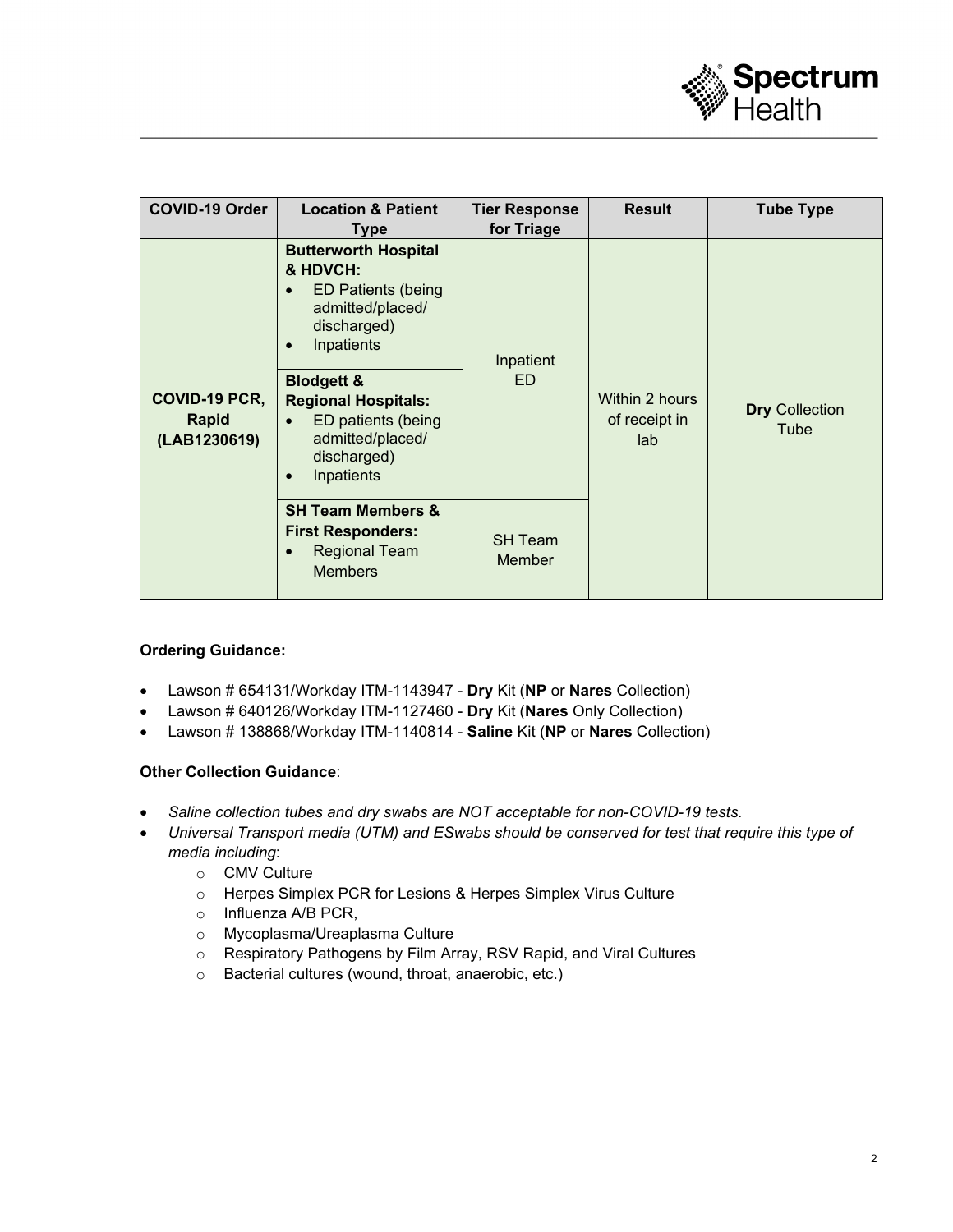| COVID-19 Order | Location & Patient Type | Tier Response for Triage | Result | Tube Type |
|---|---|---|---|---|
| COVID-19 PCR, Rapid (LAB1230619) | **Butterworth Hospital & HDVCH:** • ED Patients (being admitted/placed/ discharged) • Inpatients | Inpatient ED | Within 2 hours of receipt in lab | **Dry** Collection Tube |
| | **Blodgett & Regional Hospitals:** • ED patients (being admitted/placed/ discharged) • Inpatients | | | |
| | **SH Team Members & First Responders:** • Regional Team Members | SH Team Member | | |

**Ordering Guidance:**

- Lawson # 654131/Workday ITM-1143947 - **Dry** Kit (**NP** or **Nares** Collection)
- Lawson # 640126/Workday ITM-1127460 - **Dry** Kit (**Nares** Only Collection)
- Lawson # 138868/Workday ITM-1140814 - **Saline** Kit (**NP** or **Nares** Collection)

**Other Collection Guidance**:

- *Saline collection tubes and dry swabs are NOT acceptable for non-COVID-19 tests.*
- *Universal Transport media (UTM) and ESwabs should be conserved for test that require this type of media including*:
  - CMV Culture
  - Herpes Simplex PCR for Lesions & Herpes Simplex Virus Culture
  - Influenza A/B PCR,
  - Mycoplasma/Ureaplasma Culture
  - Respiratory Pathogens by Film Array, RSV Rapid, and Viral Cultures
  - Bacterial cultures (wound, throat, anaerobic, etc.)